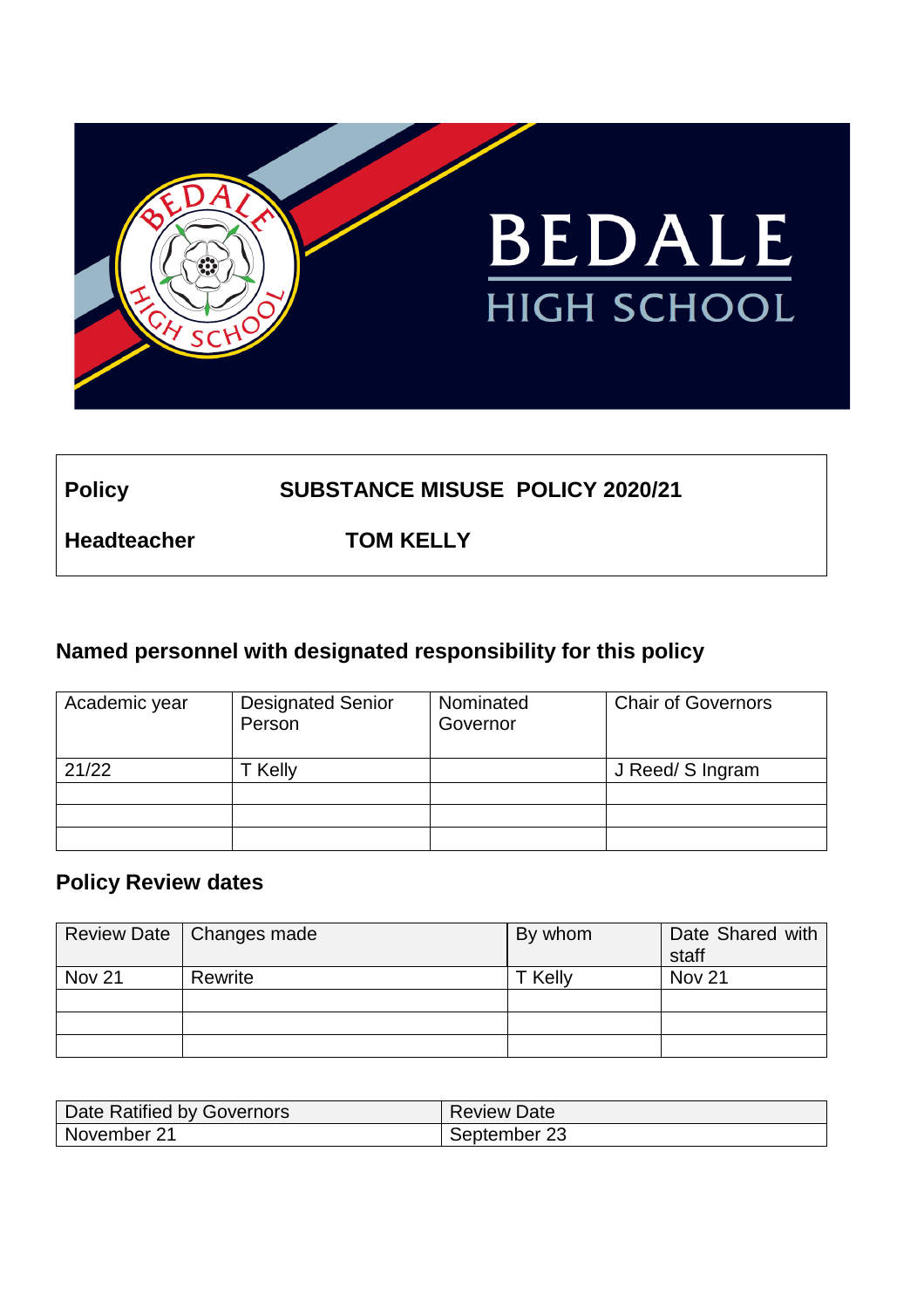BEDALE
HIGH SCHOOL

| Policy | SUBSTANCE MISUSE POLICY 2020/21 |
|---|---|
| Headteacher | TOM KELLY |

## Named personnel with designated responsibility for this policy

| Academic year | Designated Senior Person | Nominated Governor | Chair of Governors |
|---|---|---|---|
| 21/22 | T Kelly | | J Reed/ S Ingram |
| | | | |
| | | | |
| | | | |

## Policy Review dates

| Review Date | Changes made | By whom | Date Shared with staff |
|---|---|---|---|
| Nov 21 | Rewrite | T Kelly | Nov 21 |
| | | | |
| | | | |
| | | | |

| Date Ratified by Governors | Review Date |
|---|---|
| November 21 | September 23 |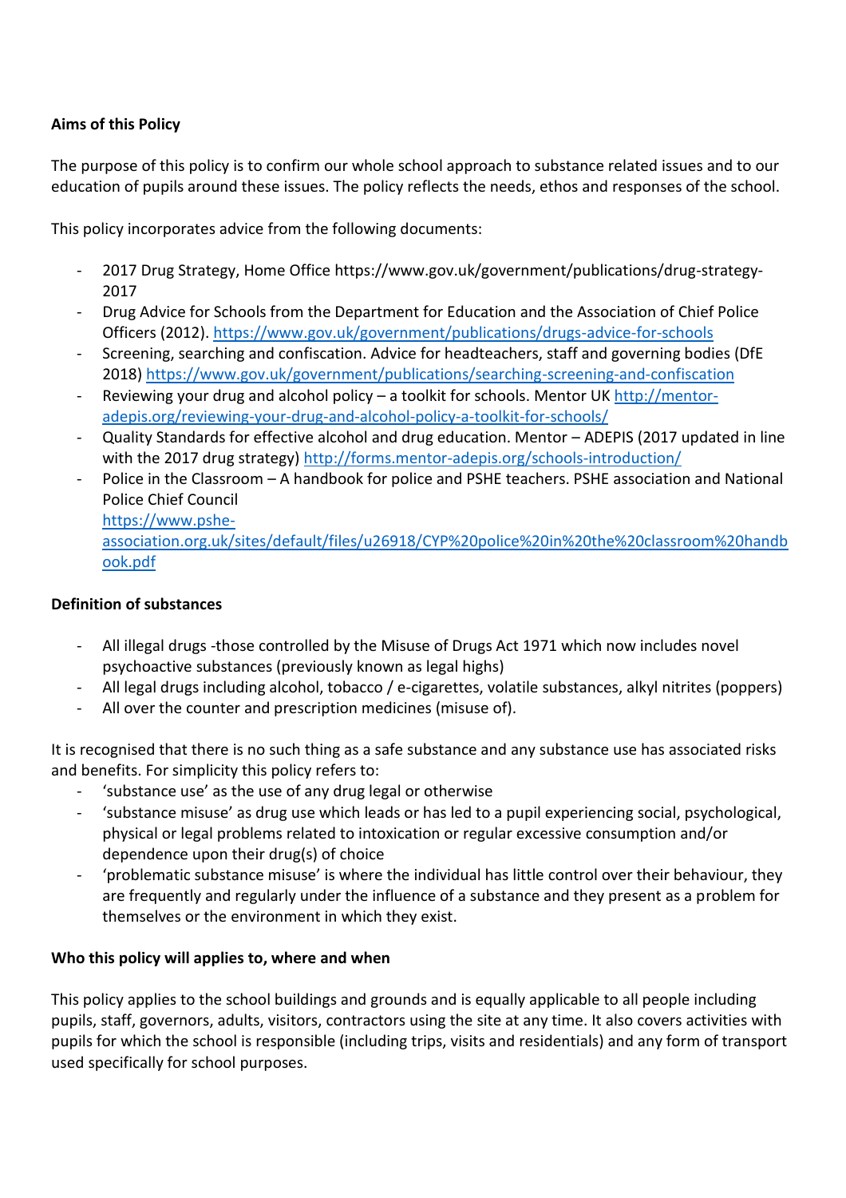**Aims of this Policy**

The purpose of this policy is to confirm our whole school approach to substance related issues and to our education of pupils around these issues. The policy reflects the needs, ethos and responses of the school.

This policy incorporates advice from the following documents:

- 2017 Drug Strategy, Home Office https://www.gov.uk/government/publications/drug-strategy-2017
- Drug Advice for Schools from the Department for Education and the Association of Chief Police Officers (2012). https://www.gov.uk/government/publications/drugs-advice-for-schools
- Screening, searching and confiscation. Advice for headteachers, staff and governing bodies (DfE 2018) https://www.gov.uk/government/publications/searching-screening-and-confiscation
- Reviewing your drug and alcohol policy – a toolkit for schools. Mentor UK http://mentor-adepis.org/reviewing-your-drug-and-alcohol-policy-a-toolkit-for-schools/
- Quality Standards for effective alcohol and drug education. Mentor – ADEPIS (2017 updated in line with the 2017 drug strategy) http://forms.mentor-adepis.org/schools-introduction/
- Police in the Classroom – A handbook for police and PSHE teachers. PSHE association and National Police Chief Council https://www.pshe-association.org.uk/sites/default/files/u26918/CYP%20police%20in%20the%20classroom%20handbook.pdf

**Definition of substances**

- All illegal drugs -those controlled by the Misuse of Drugs Act 1971 which now includes novel psychoactive substances (previously known as legal highs)
- All legal drugs including alcohol, tobacco / e-cigarettes, volatile substances, alkyl nitrites (poppers)
- All over the counter and prescription medicines (misuse of).

It is recognised that there is no such thing as a safe substance and any substance use has associated risks and benefits. For simplicity this policy refers to:

- 'substance use' as the use of any drug legal or otherwise
- 'substance misuse' as drug use which leads or has led to a pupil experiencing social, psychological, physical or legal problems related to intoxication or regular excessive consumption and/or dependence upon their drug(s) of choice
- 'problematic substance misuse' is where the individual has little control over their behaviour, they are frequently and regularly under the influence of a substance and they present as a problem for themselves or the environment in which they exist.

**Who this policy will applies to, where and when**

This policy applies to the school buildings and grounds and is equally applicable to all people including pupils, staff, governors, adults, visitors, contractors using the site at any time. It also covers activities with pupils for which the school is responsible (including trips, visits and residentials) and any form of transport used specifically for school purposes.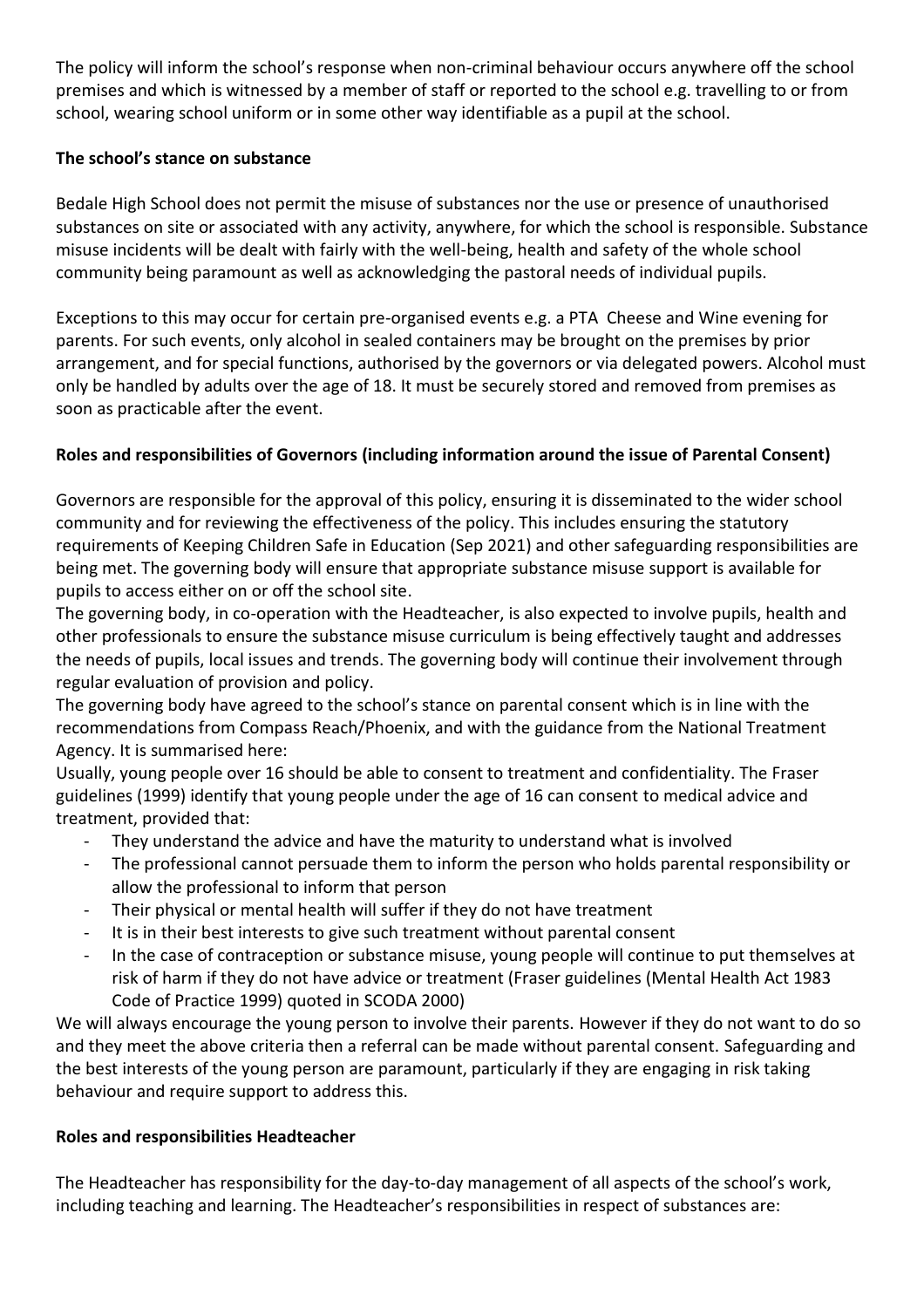The policy will inform the school's response when non-criminal behaviour occurs anywhere off the school premises and which is witnessed by a member of staff or reported to the school e.g. travelling to or from school, wearing school uniform or in some other way identifiable as a pupil at the school.

**The school's stance on substance**

Bedale High School does not permit the misuse of substances nor the use or presence of unauthorised substances on site or associated with any activity, anywhere, for which the school is responsible. Substance misuse incidents will be dealt with fairly with the well-being, health and safety of the whole school community being paramount as well as acknowledging the pastoral needs of individual pupils.

Exceptions to this may occur for certain pre-organised events e.g. a PTA Cheese and Wine evening for parents. For such events, only alcohol in sealed containers may be brought on the premises by prior arrangement, and for special functions, authorised by the governors or via delegated powers. Alcohol must only be handled by adults over the age of 18. It must be securely stored and removed from premises as soon as practicable after the event.

**Roles and responsibilities of Governors (including information around the issue of Parental Consent)**

Governors are responsible for the approval of this policy, ensuring it is disseminated to the wider school community and for reviewing the effectiveness of the policy. This includes ensuring the statutory requirements of Keeping Children Safe in Education (Sep 2021) and other safeguarding responsibilities are being met. The governing body will ensure that appropriate substance misuse support is available for pupils to access either on or off the school site.

The governing body, in co-operation with the Headteacher, is also expected to involve pupils, health and other professionals to ensure the substance misuse curriculum is being effectively taught and addresses the needs of pupils, local issues and trends. The governing body will continue their involvement through regular evaluation of provision and policy.

The governing body have agreed to the school's stance on parental consent which is in line with the recommendations from Compass Reach/Phoenix, and with the guidance from the National Treatment Agency. It is summarised here:

Usually, young people over 16 should be able to consent to treatment and confidentiality. The Fraser guidelines (1999) identify that young people under the age of 16 can consent to medical advice and treatment, provided that:

- They understand the advice and have the maturity to understand what is involved
- The professional cannot persuade them to inform the person who holds parental responsibility or allow the professional to inform that person
- Their physical or mental health will suffer if they do not have treatment
- It is in their best interests to give such treatment without parental consent
- In the case of contraception or substance misuse, young people will continue to put themselves at risk of harm if they do not have advice or treatment (Fraser guidelines (Mental Health Act 1983 Code of Practice 1999) quoted in SCODA 2000)

We will always encourage the young person to involve their parents. However if they do not want to do so and they meet the above criteria then a referral can be made without parental consent. Safeguarding and the best interests of the young person are paramount, particularly if they are engaging in risk taking behaviour and require support to address this.

**Roles and responsibilities Headteacher**

The Headteacher has responsibility for the day-to-day management of all aspects of the school's work, including teaching and learning. The Headteacher's responsibilities in respect of substances are: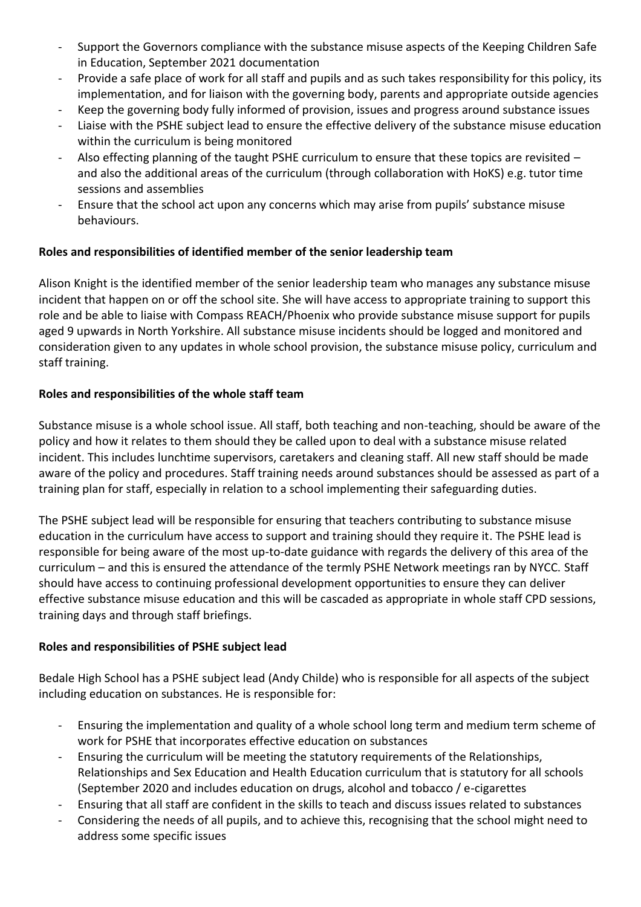- Support the Governors compliance with the substance misuse aspects of the Keeping Children Safe in Education, September 2021 documentation
- Provide a safe place of work for all staff and pupils and as such takes responsibility for this policy, its implementation, and for liaison with the governing body, parents and appropriate outside agencies
- Keep the governing body fully informed of provision, issues and progress around substance issues
- Liaise with the PSHE subject lead to ensure the effective delivery of the substance misuse education within the curriculum is being monitored
- Also effecting planning of the taught PSHE curriculum to ensure that these topics are revisited – and also the additional areas of the curriculum (through collaboration with HoKS) e.g. tutor time sessions and assemblies
- Ensure that the school act upon any concerns which may arise from pupils' substance misuse behaviours.

**Roles and responsibilities of identified member of the senior leadership team**

Alison Knight is the identified member of the senior leadership team who manages any substance misuse incident that happen on or off the school site. She will have access to appropriate training to support this role and be able to liaise with Compass REACH/Phoenix who provide substance misuse support for pupils aged 9 upwards in North Yorkshire. All substance misuse incidents should be logged and monitored and consideration given to any updates in whole school provision, the substance misuse policy, curriculum and staff training.

**Roles and responsibilities of the whole staff team**

Substance misuse is a whole school issue. All staff, both teaching and non-teaching, should be aware of the policy and how it relates to them should they be called upon to deal with a substance misuse related incident. This includes lunchtime supervisors, caretakers and cleaning staff. All new staff should be made aware of the policy and procedures. Staff training needs around substances should be assessed as part of a training plan for staff, especially in relation to a school implementing their safeguarding duties.

The PSHE subject lead will be responsible for ensuring that teachers contributing to substance misuse education in the curriculum have access to support and training should they require it. The PSHE lead is responsible for being aware of the most up-to-date guidance with regards the delivery of this area of the curriculum – and this is ensured the attendance of the termly PSHE Network meetings ran by NYCC. Staff should have access to continuing professional development opportunities to ensure they can deliver effective substance misuse education and this will be cascaded as appropriate in whole staff CPD sessions, training days and through staff briefings.

**Roles and responsibilities of PSHE subject lead**

Bedale High School has a PSHE subject lead (Andy Childe) who is responsible for all aspects of the subject including education on substances. He is responsible for:

- Ensuring the implementation and quality of a whole school long term and medium term scheme of work for PSHE that incorporates effective education on substances
- Ensuring the curriculum will be meeting the statutory requirements of the Relationships, Relationships and Sex Education and Health Education curriculum that is statutory for all schools (September 2020 and includes education on drugs, alcohol and tobacco / e-cigarettes
- Ensuring that all staff are confident in the skills to teach and discuss issues related to substances
- Considering the needs of all pupils, and to achieve this, recognising that the school might need to address some specific issues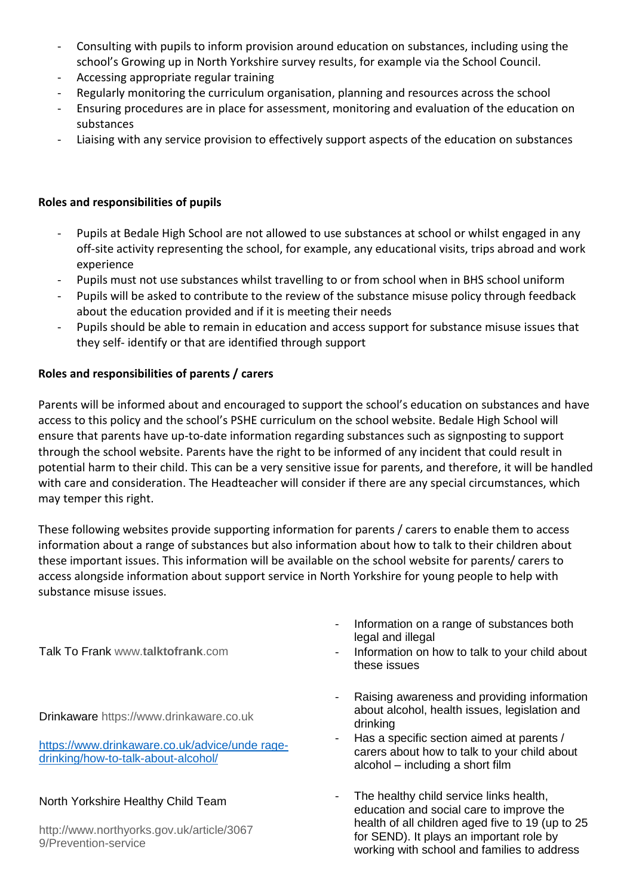- Consulting with pupils to inform provision around education on substances, including using the school's Growing up in North Yorkshire survey results, for example via the School Council.
- Accessing appropriate regular training
- Regularly monitoring the curriculum organisation, planning and resources across the school
- Ensuring procedures are in place for assessment, monitoring and evaluation of the education on substances
- Liaising with any service provision to effectively support aspects of the education on substances

**Roles and responsibilities of pupils**

- Pupils at Bedale High School are not allowed to use substances at school or whilst engaged in any off-site activity representing the school, for example, any educational visits, trips abroad and work experience
- Pupils must not use substances whilst travelling to or from school when in BHS school uniform
- Pupils will be asked to contribute to the review of the substance misuse policy through feedback about the education provided and if it is meeting their needs
- Pupils should be able to remain in education and access support for substance misuse issues that they self- identify or that are identified through support

**Roles and responsibilities of parents / carers**

Parents will be informed about and encouraged to support the school's education on substances and have access to this policy and the school's PSHE curriculum on the school website. Bedale High School will ensure that parents have up-to-date information regarding substances such as signposting to support through the school website. Parents have the right to be informed of any incident that could result in potential harm to their child. This can be a very sensitive issue for parents, and therefore, it will be handled with care and consideration. The Headteacher will consider if there are any special circumstances, which may temper this right.

These following websites provide supporting information for parents / carers to enable them to access information about a range of substances but also information about how to talk to their children about these important issues. This information will be available on the school website for parents/ carers to access alongside information about support service in North Yorkshire for young people to help with substance misuse issues.

| | |
|---|---|
| Talk To Frank www.**talktofrank**.com | - Information on a range of substances both legal and illegal<br>- Information on how to talk to your child about these issues |
| Drinkaware https://www.drinkaware.co.uk<br><br>[https://www.drinkaware.co.uk/advice/unde rage-drinking/how-to-talk-about-alcohol/](https://www.drinkaware.co.uk/advice/underage-drinking/how-to-talk-about-alcohol/) | - Raising awareness and providing information about alcohol, health issues, legislation and drinking<br>- Has a specific section aimed at parents / carers about how to talk to your child about alcohol – including a short film |
| North Yorkshire Healthy Child Team<br><br>http://www.northyorks.gov.uk/article/3067 9/Prevention-service | - The healthy child service links health, education and social care to improve the health of all children aged five to 19 (up to 25 for SEND). It plays an important role by working with school and families to address |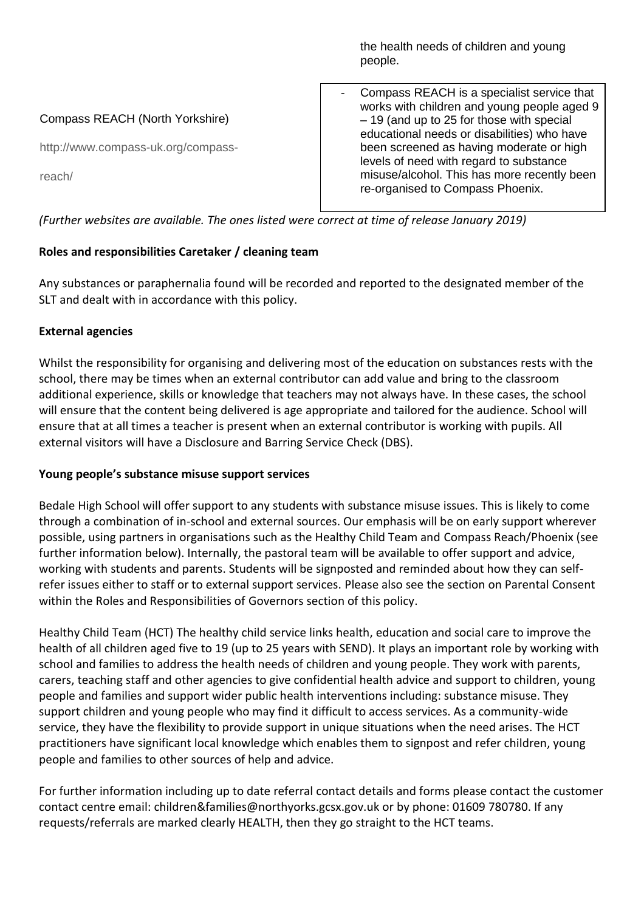| | |
|---|---|
| | the health needs of children and young people. |
| Compass REACH (North Yorkshire)<br><br>http://www.compass-uk.org/compass-reach/ | - Compass REACH is a specialist service that works with children and young people aged 9 – 19 (and up to 25 for those with special educational needs or disabilities) who have been screened as having moderate or high levels of need with regard to substance misuse/alcohol. This has more recently been re-organised to Compass Phoenix. |

*(Further websites are available. The ones listed were correct at time of release January 2019)*

**Roles and responsibilities Caretaker / cleaning team**

Any substances or paraphernalia found will be recorded and reported to the designated member of the SLT and dealt with in accordance with this policy.

**External agencies**

Whilst the responsibility for organising and delivering most of the education on substances rests with the school, there may be times when an external contributor can add value and bring to the classroom additional experience, skills or knowledge that teachers may not always have. In these cases, the school will ensure that the content being delivered is age appropriate and tailored for the audience. School will ensure that at all times a teacher is present when an external contributor is working with pupils. All external visitors will have a Disclosure and Barring Service Check (DBS).

**Young people's substance misuse support services**

Bedale High School will offer support to any students with substance misuse issues. This is likely to come through a combination of in-school and external sources. Our emphasis will be on early support wherever possible, using partners in organisations such as the Healthy Child Team and Compass Reach/Phoenix (see further information below). Internally, the pastoral team will be available to offer support and advice, working with students and parents. Students will be signposted and reminded about how they can self-refer issues either to staff or to external support services. Please also see the section on Parental Consent within the Roles and Responsibilities of Governors section of this policy.

Healthy Child Team (HCT) The healthy child service links health, education and social care to improve the health of all children aged five to 19 (up to 25 years with SEND). It plays an important role by working with school and families to address the health needs of children and young people. They work with parents, carers, teaching staff and other agencies to give confidential health advice and support to children, young people and families and support wider public health interventions including: substance misuse. They support children and young people who may find it difficult to access services. As a community-wide service, they have the flexibility to provide support in unique situations when the need arises. The HCT practitioners have significant local knowledge which enables them to signpost and refer children, young people and families to other sources of help and advice.

For further information including up to date referral contact details and forms please contact the customer contact centre email: children&families@northyorks.gcsx.gov.uk or by phone: 01609 780780. If any requests/referrals are marked clearly HEALTH, then they go straight to the HCT teams.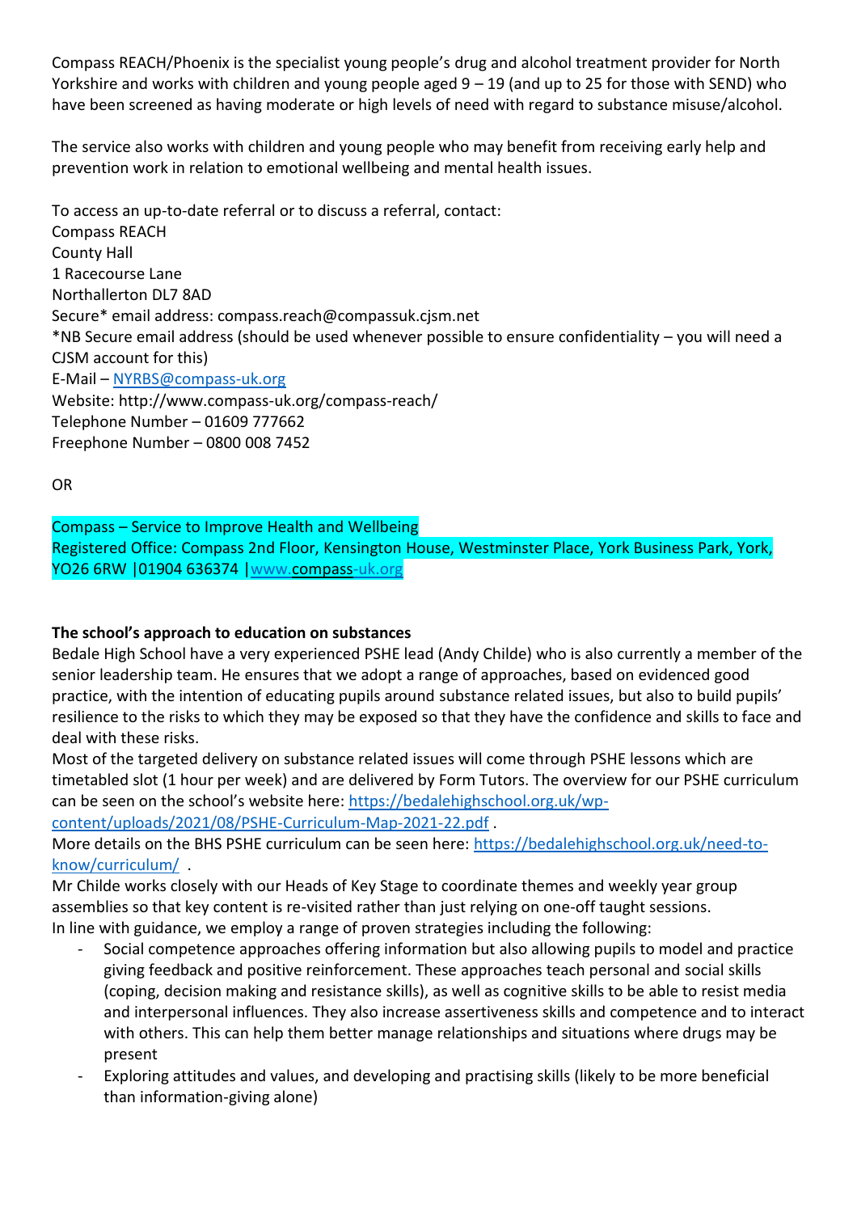Compass REACH/Phoenix is the specialist young people's drug and alcohol treatment provider for North Yorkshire and works with children and young people aged 9 – 19 (and up to 25 for those with SEND) who have been screened as having moderate or high levels of need with regard to substance misuse/alcohol.

The service also works with children and young people who may benefit from receiving early help and prevention work in relation to emotional wellbeing and mental health issues.

To access an up-to-date referral or to discuss a referral, contact:
Compass REACH
County Hall
1 Racecourse Lane
Northallerton DL7 8AD
Secure* email address: compass.reach@compassuk.cjsm.net
*NB Secure email address (should be used whenever possible to ensure confidentiality – you will need a CJSM account for this)
E-Mail – NYRBS@compass-uk.org
Website: http://www.compass-uk.org/compass-reach/
Telephone Number – 01609 777662
Freephone Number – 0800 008 7452

OR

Compass – Service to Improve Health and Wellbeing
Registered Office: Compass 2nd Floor, Kensington House, Westminster Place, York Business Park, York, YO26 6RW |01904 636374 |www.compass-uk.org

**The school's approach to education on substances**

Bedale High School have a very experienced PSHE lead (Andy Childe) who is also currently a member of the senior leadership team. He ensures that we adopt a range of approaches, based on evidenced good practice, with the intention of educating pupils around substance related issues, but also to build pupils' resilience to the risks to which they may be exposed so that they have the confidence and skills to face and deal with these risks.

Most of the targeted delivery on substance related issues will come through PSHE lessons which are timetabled slot (1 hour per week) and are delivered by Form Tutors. The overview for our PSHE curriculum can be seen on the school's website here: https://bedalehighschool.org.uk/wp-content/uploads/2021/08/PSHE-Curriculum-Map-2021-22.pdf .

More details on the BHS PSHE curriculum can be seen here: https://bedalehighschool.org.uk/need-to-know/curriculum/ .

Mr Childe works closely with our Heads of Key Stage to coordinate themes and weekly year group assemblies so that key content is re-visited rather than just relying on one-off taught sessions.

In line with guidance, we employ a range of proven strategies including the following:

- Social competence approaches offering information but also allowing pupils to model and practice giving feedback and positive reinforcement. These approaches teach personal and social skills (coping, decision making and resistance skills), as well as cognitive skills to be able to resist media and interpersonal influences. They also increase assertiveness skills and competence and to interact with others. This can help them better manage relationships and situations where drugs may be present
- Exploring attitudes and values, and developing and practising skills (likely to be more beneficial than information-giving alone)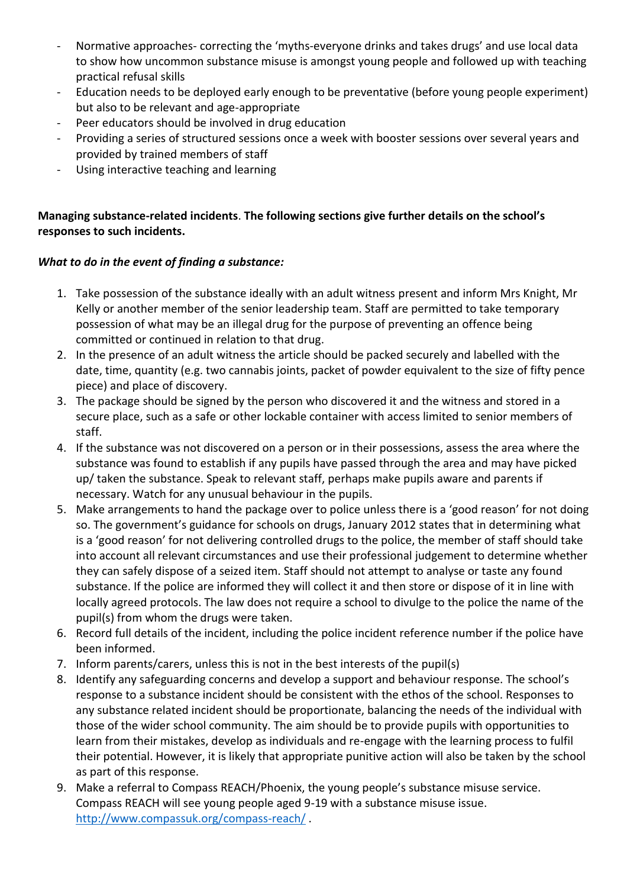- Normative approaches- correcting the 'myths-everyone drinks and takes drugs' and use local data to show how uncommon substance misuse is amongst young people and followed up with teaching practical refusal skills
- Education needs to be deployed early enough to be preventative (before young people experiment) but also to be relevant and age-appropriate
- Peer educators should be involved in drug education
- Providing a series of structured sessions once a week with booster sessions over several years and provided by trained members of staff
- Using interactive teaching and learning

**Managing substance-related incidents**. **The following sections give further details on the school's responses to such incidents.**

***What to do in the event of finding a substance:***

1. Take possession of the substance ideally with an adult witness present and inform Mrs Knight, Mr Kelly or another member of the senior leadership team. Staff are permitted to take temporary possession of what may be an illegal drug for the purpose of preventing an offence being committed or continued in relation to that drug.
2. In the presence of an adult witness the article should be packed securely and labelled with the date, time, quantity (e.g. two cannabis joints, packet of powder equivalent to the size of fifty pence piece) and place of discovery.
3. The package should be signed by the person who discovered it and the witness and stored in a secure place, such as a safe or other lockable container with access limited to senior members of staff.
4. If the substance was not discovered on a person or in their possessions, assess the area where the substance was found to establish if any pupils have passed through the area and may have picked up/ taken the substance. Speak to relevant staff, perhaps make pupils aware and parents if necessary. Watch for any unusual behaviour in the pupils.
5. Make arrangements to hand the package over to police unless there is a 'good reason' for not doing so. The government's guidance for schools on drugs, January 2012 states that in determining what is a 'good reason' for not delivering controlled drugs to the police, the member of staff should take into account all relevant circumstances and use their professional judgement to determine whether they can safely dispose of a seized item. Staff should not attempt to analyse or taste any found substance. If the police are informed they will collect it and then store or dispose of it in line with locally agreed protocols. The law does not require a school to divulge to the police the name of the pupil(s) from whom the drugs were taken.
6. Record full details of the incident, including the police incident reference number if the police have been informed.
7. Inform parents/carers, unless this is not in the best interests of the pupil(s)
8. Identify any safeguarding concerns and develop a support and behaviour response. The school's response to a substance incident should be consistent with the ethos of the school. Responses to any substance related incident should be proportionate, balancing the needs of the individual with those of the wider school community. The aim should be to provide pupils with opportunities to learn from their mistakes, develop as individuals and re-engage with the learning process to fulfil their potential. However, it is likely that appropriate punitive action will also be taken by the school as part of this response.
9. Make a referral to Compass REACH/Phoenix, the young people's substance misuse service. Compass REACH will see young people aged 9-19 with a substance misuse issue. http://www.compassuk.org/compass-reach/ .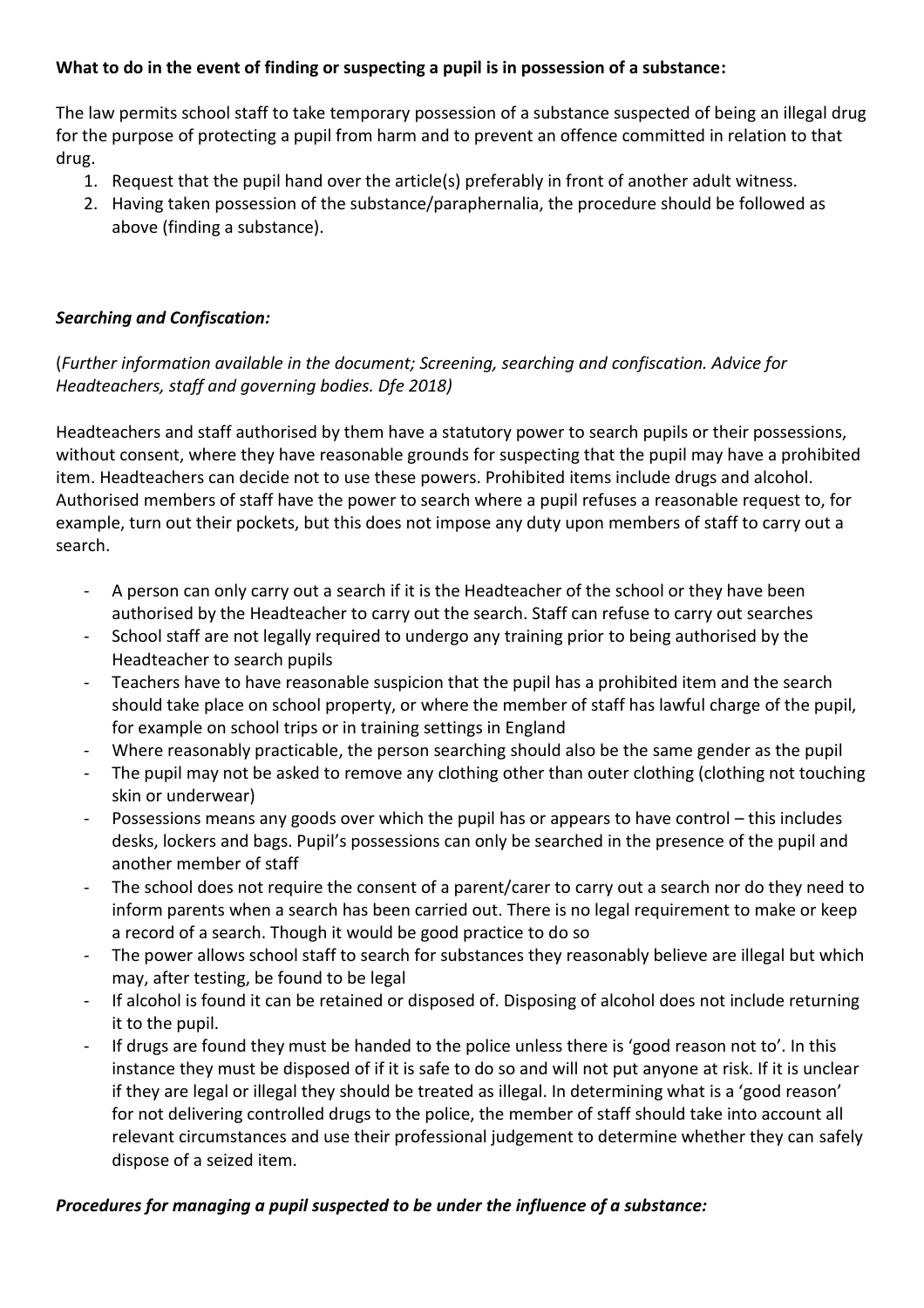**What to do in the event of finding or suspecting a pupil is in possession of a substance:**

The law permits school staff to take temporary possession of a substance suspected of being an illegal drug for the purpose of protecting a pupil from harm and to prevent an offence committed in relation to that drug.

1. Request that the pupil hand over the article(s) preferably in front of another adult witness.
2. Having taken possession of the substance/paraphernalia, the procedure should be followed as above (finding a substance).

***Searching and Confiscation:***

(*Further information available in the document; Screening, searching and confiscation. Advice for Headteachers, staff and governing bodies. Dfe 2018)*

Headteachers and staff authorised by them have a statutory power to search pupils or their possessions, without consent, where they have reasonable grounds for suspecting that the pupil may have a prohibited item. Headteachers can decide not to use these powers. Prohibited items include drugs and alcohol. Authorised members of staff have the power to search where a pupil refuses a reasonable request to, for example, turn out their pockets, but this does not impose any duty upon members of staff to carry out a search.

- A person can only carry out a search if it is the Headteacher of the school or they have been authorised by the Headteacher to carry out the search. Staff can refuse to carry out searches
- School staff are not legally required to undergo any training prior to being authorised by the Headteacher to search pupils
- Teachers have to have reasonable suspicion that the pupil has a prohibited item and the search should take place on school property, or where the member of staff has lawful charge of the pupil, for example on school trips or in training settings in England
- Where reasonably practicable, the person searching should also be the same gender as the pupil
- The pupil may not be asked to remove any clothing other than outer clothing (clothing not touching skin or underwear)
- Possessions means any goods over which the pupil has or appears to have control – this includes desks, lockers and bags. Pupil's possessions can only be searched in the presence of the pupil and another member of staff
- The school does not require the consent of a parent/carer to carry out a search nor do they need to inform parents when a search has been carried out. There is no legal requirement to make or keep a record of a search. Though it would be good practice to do so
- The power allows school staff to search for substances they reasonably believe are illegal but which may, after testing, be found to be legal
- If alcohol is found it can be retained or disposed of. Disposing of alcohol does not include returning it to the pupil.
- If drugs are found they must be handed to the police unless there is 'good reason not to'. In this instance they must be disposed of if it is safe to do so and will not put anyone at risk. If it is unclear if they are legal or illegal they should be treated as illegal. In determining what is a 'good reason' for not delivering controlled drugs to the police, the member of staff should take into account all relevant circumstances and use their professional judgement to determine whether they can safely dispose of a seized item.

***Procedures for managing a pupil suspected to be under the influence of a substance:***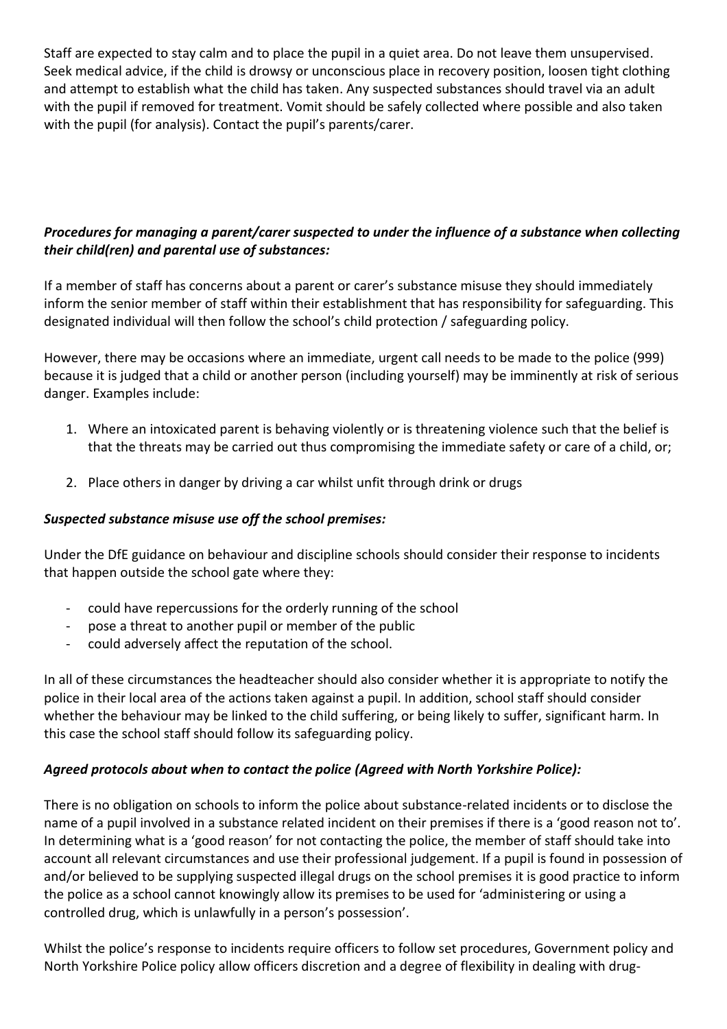Staff are expected to stay calm and to place the pupil in a quiet area. Do not leave them unsupervised. Seek medical advice, if the child is drowsy or unconscious place in recovery position, loosen tight clothing and attempt to establish what the child has taken. Any suspected substances should travel via an adult with the pupil if removed for treatment. Vomit should be safely collected where possible and also taken with the pupil (for analysis). Contact the pupil's parents/carer.

***Procedures for managing a parent/carer suspected to under the influence of a substance when collecting their child(ren) and parental use of substances:***

If a member of staff has concerns about a parent or carer's substance misuse they should immediately inform the senior member of staff within their establishment that has responsibility for safeguarding. This designated individual will then follow the school's child protection / safeguarding policy.

However, there may be occasions where an immediate, urgent call needs to be made to the police (999) because it is judged that a child or another person (including yourself) may be imminently at risk of serious danger. Examples include:

1. Where an intoxicated parent is behaving violently or is threatening violence such that the belief is that the threats may be carried out thus compromising the immediate safety or care of a child, or;
2. Place others in danger by driving a car whilst unfit through drink or drugs

***Suspected substance misuse use off the school premises:***

Under the DfE guidance on behaviour and discipline schools should consider their response to incidents that happen outside the school gate where they:

- could have repercussions for the orderly running of the school
- pose a threat to another pupil or member of the public
- could adversely affect the reputation of the school.

In all of these circumstances the headteacher should also consider whether it is appropriate to notify the police in their local area of the actions taken against a pupil. In addition, school staff should consider whether the behaviour may be linked to the child suffering, or being likely to suffer, significant harm. In this case the school staff should follow its safeguarding policy.

***Agreed protocols about when to contact the police (Agreed with North Yorkshire Police):***

There is no obligation on schools to inform the police about substance-related incidents or to disclose the name of a pupil involved in a substance related incident on their premises if there is a 'good reason not to'. In determining what is a 'good reason' for not contacting the police, the member of staff should take into account all relevant circumstances and use their professional judgement. If a pupil is found in possession of and/or believed to be supplying suspected illegal drugs on the school premises it is good practice to inform the police as a school cannot knowingly allow its premises to be used for 'administering or using a controlled drug, which is unlawfully in a person's possession'.

Whilst the police's response to incidents require officers to follow set procedures, Government policy and North Yorkshire Police policy allow officers discretion and a degree of flexibility in dealing with drug-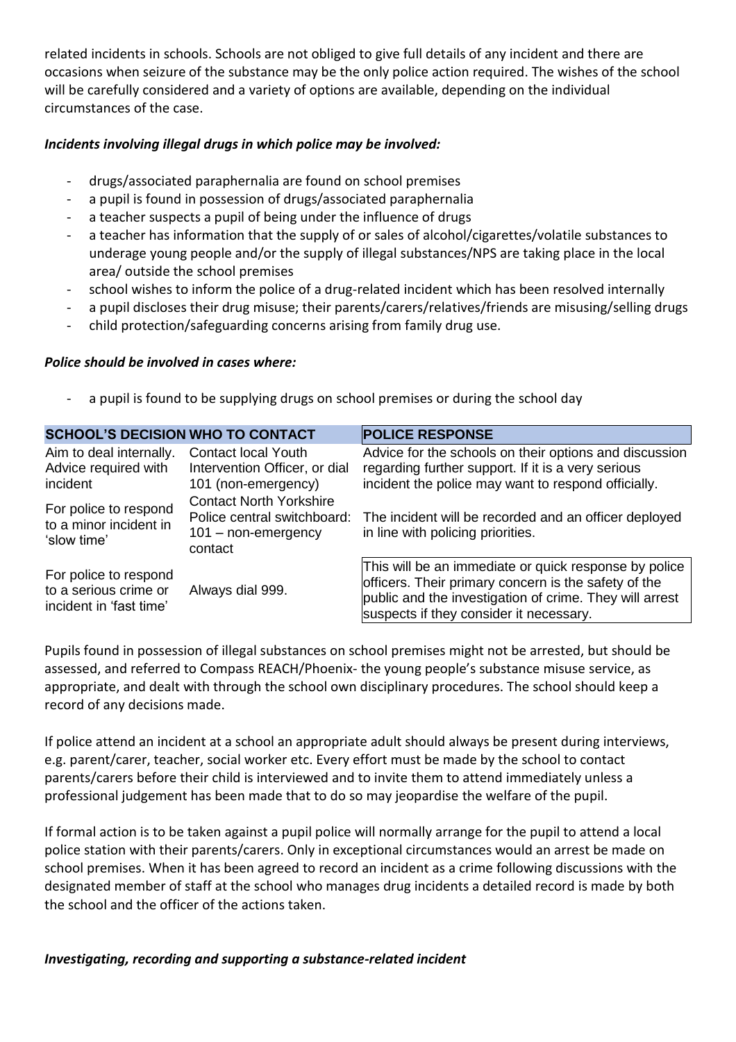related incidents in schools. Schools are not obliged to give full details of any incident and there are occasions when seizure of the substance may be the only police action required. The wishes of the school will be carefully considered and a variety of options are available, depending on the individual circumstances of the case.

***Incidents involving illegal drugs in which police may be involved:***

- drugs/associated paraphernalia are found on school premises
- a pupil is found in possession of drugs/associated paraphernalia
- a teacher suspects a pupil of being under the influence of drugs
- a teacher has information that the supply of or sales of alcohol/cigarettes/volatile substances to underage young people and/or the supply of illegal substances/NPS are taking place in the local area/ outside the school premises
- school wishes to inform the police of a drug-related incident which has been resolved internally
- a pupil discloses their drug misuse; their parents/carers/relatives/friends are misusing/selling drugs
- child protection/safeguarding concerns arising from family drug use.

***Police should be involved in cases where:***

- a pupil is found to be supplying drugs on school premises or during the school day

| SCHOOL'S DECISION | WHO TO CONTACT | POLICE RESPONSE |
|---|---|---|
| Aim to deal internally. Advice required with incident | Contact local Youth Intervention Officer, or dial 101 (non-emergency) | Advice for the schools on their options and discussion regarding further support. If it is a very serious incident the police may want to respond officially. |
| For police to respond to a minor incident in 'slow time' | Contact North Yorkshire Police central switchboard: 101 – non-emergency contact | The incident will be recorded and an officer deployed in line with policing priorities. |
| For police to respond to a serious crime or incident in 'fast time' | Always dial 999. | This will be an immediate or quick response by police officers. Their primary concern is the safety of the public and the investigation of crime. They will arrest suspects if they consider it necessary. |

Pupils found in possession of illegal substances on school premises might not be arrested, but should be assessed, and referred to Compass REACH/Phoenix- the young people's substance misuse service, as appropriate, and dealt with through the school own disciplinary procedures. The school should keep a record of any decisions made.

If police attend an incident at a school an appropriate adult should always be present during interviews, e.g. parent/carer, teacher, social worker etc. Every effort must be made by the school to contact parents/carers before their child is interviewed and to invite them to attend immediately unless a professional judgement has been made that to do so may jeopardise the welfare of the pupil.

If formal action is to be taken against a pupil police will normally arrange for the pupil to attend a local police station with their parents/carers. Only in exceptional circumstances would an arrest be made on school premises. When it has been agreed to record an incident as a crime following discussions with the designated member of staff at the school who manages drug incidents a detailed record is made by both the school and the officer of the actions taken.

***Investigating, recording and supporting a substance-related incident***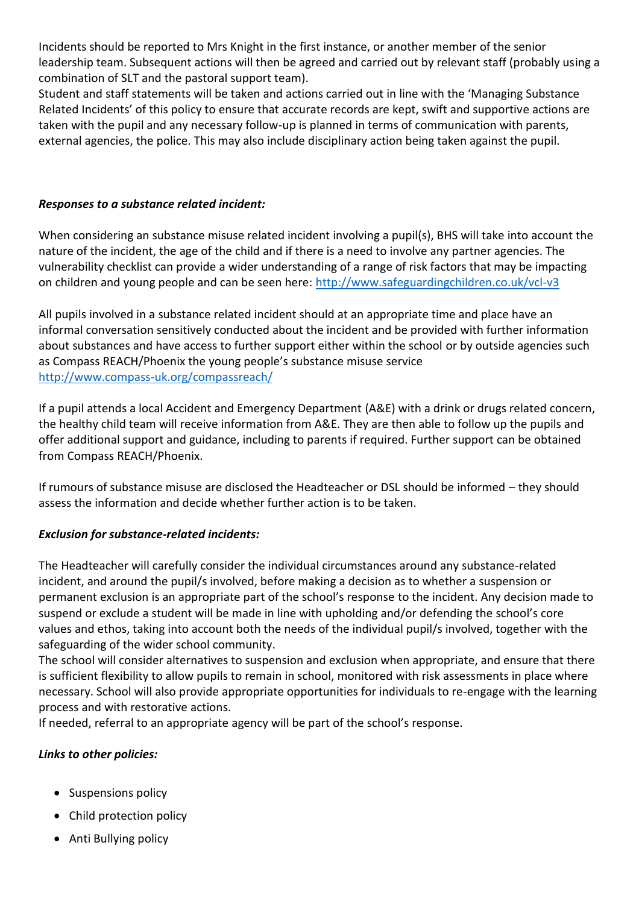Incidents should be reported to Mrs Knight in the first instance, or another member of the senior leadership team. Subsequent actions will then be agreed and carried out by relevant staff (probably using a combination of SLT and the pastoral support team).
Student and staff statements will be taken and actions carried out in line with the 'Managing Substance Related Incidents' of this policy to ensure that accurate records are kept, swift and supportive actions are taken with the pupil and any necessary follow-up is planned in terms of communication with parents, external agencies, the police. This may also include disciplinary action being taken against the pupil.

***Responses to a substance related incident:***

When considering an substance misuse related incident involving a pupil(s), BHS will take into account the nature of the incident, the age of the child and if there is a need to involve any partner agencies. The vulnerability checklist can provide a wider understanding of a range of risk factors that may be impacting on children and young people and can be seen here: [http://www.safeguardingchildren.co.uk/vcl-v3](http://www.safeguardingchildren.co.uk/vcl-v3)

All pupils involved in a substance related incident should at an appropriate time and place have an informal conversation sensitively conducted about the incident and be provided with further information about substances and have access to further support either within the school or by outside agencies such as Compass REACH/Phoenix the young people's substance misuse service [http://www.compass-uk.org/compassreach/](http://www.compass-uk.org/compassreach/)

If a pupil attends a local Accident and Emergency Department (A&E) with a drink or drugs related concern, the healthy child team will receive information from A&E. They are then able to follow up the pupils and offer additional support and guidance, including to parents if required. Further support can be obtained from Compass REACH/Phoenix.

If rumours of substance misuse are disclosed the Headteacher or DSL should be informed – they should assess the information and decide whether further action is to be taken.

***Exclusion for substance-related incidents:***

The Headteacher will carefully consider the individual circumstances around any substance-related incident, and around the pupil/s involved, before making a decision as to whether a suspension or permanent exclusion is an appropriate part of the school's response to the incident. Any decision made to suspend or exclude a student will be made in line with upholding and/or defending the school's core values and ethos, taking into account both the needs of the individual pupil/s involved, together with the safeguarding of the wider school community.
The school will consider alternatives to suspension and exclusion when appropriate, and ensure that there is sufficient flexibility to allow pupils to remain in school, monitored with risk assessments in place where necessary. School will also provide appropriate opportunities for individuals to re-engage with the learning process and with restorative actions.
If needed, referral to an appropriate agency will be part of the school's response.

***Links to other policies:***

- Suspensions policy
- Child protection policy
- Anti Bullying policy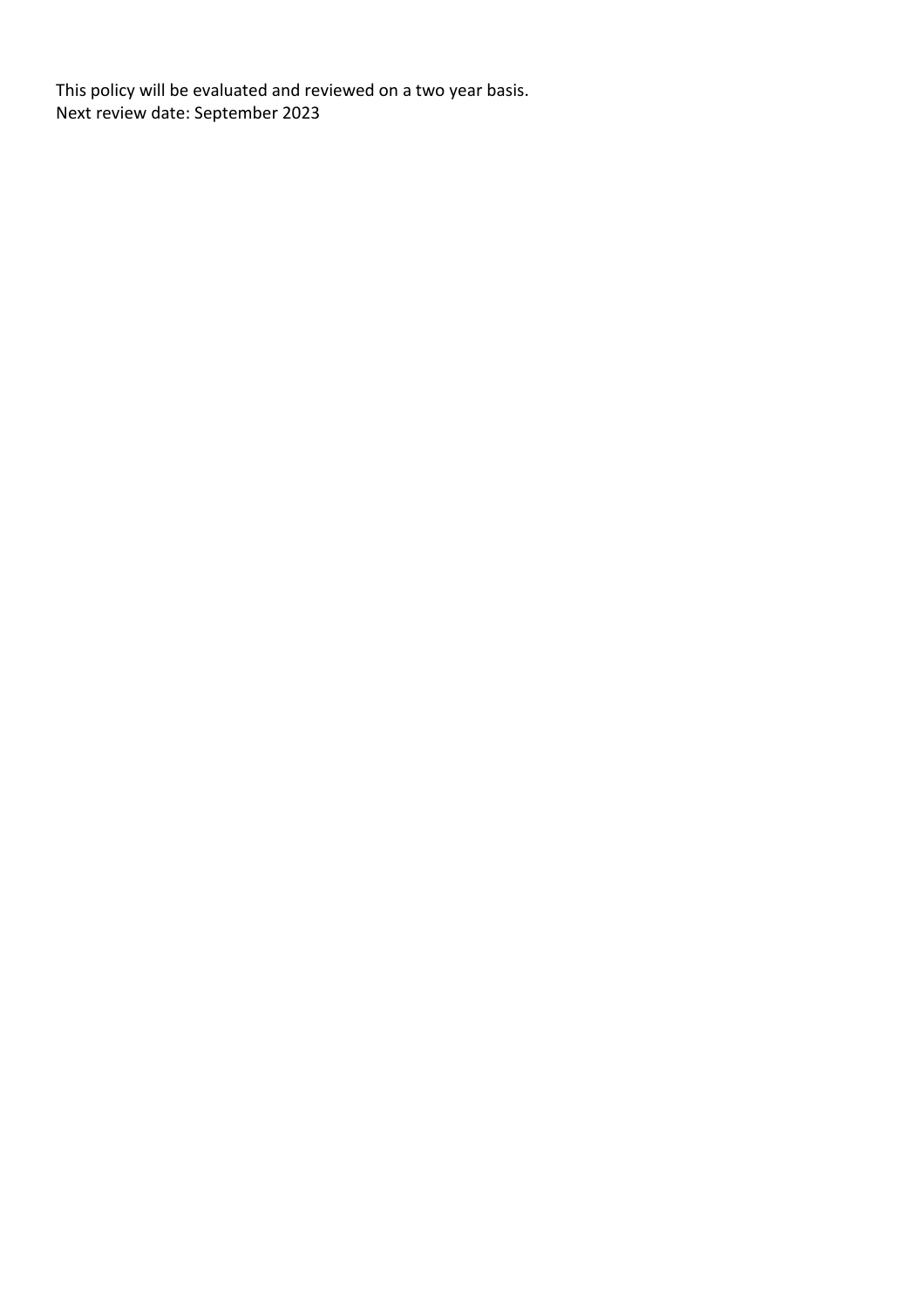This policy will be evaluated and reviewed on a two year basis.
Next review date: September 2023